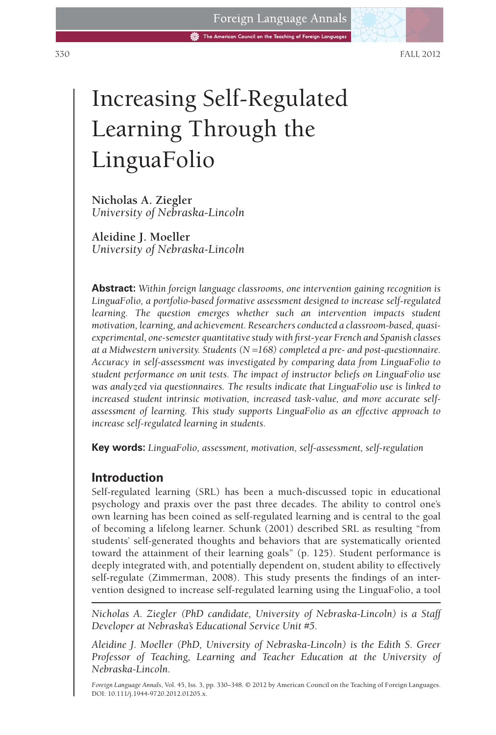# Increasing Self-Regulated Learning Through the LinguaFolio

**Nicholas A. Ziegler**
*University of Nebraska-Lincoln*

**Aleidine J. Moeller**
*University of Nebraska-Lincoln*

**Abstract:** *Within foreign language classrooms, one intervention gaining recognition is LinguaFolio, a portfolio-based formative assessment designed to increase self-regulated learning. The question emerges whether such an intervention impacts student motivation, learning, and achievement. Researchers conducted a classroom-based, quasi-experimental, one-semester quantitative study with first-year French and Spanish classes at a Midwestern university. Students (N = 168) completed a pre- and post-questionnaire. Accuracy in self-assessment was investigated by comparing data from LinguaFolio to student performance on unit tests. The impact of instructor beliefs on LinguaFolio use was analyzed via questionnaires. The results indicate that LinguaFolio use is linked to increased student intrinsic motivation, increased task-value, and more accurate self-assessment of learning. This study supports LinguaFolio as an effective approach to increase self-regulated learning in students.*

**Key words:** *LinguaFolio, assessment, motivation, self-assessment, self-regulation*

## Introduction

Self-regulated learning (SRL) has been a much-discussed topic in educational psychology and praxis over the past three decades. The ability to control one's own learning has been coined as self-regulated learning and is central to the goal of becoming a lifelong learner. Schunk (2001) described SRL as resulting "from students' self-generated thoughts and behaviors that are systematically oriented toward the attainment of their learning goals" (p. 125). Student performance is deeply integrated with, and potentially dependent on, student ability to effectively self-regulate (Zimmerman, 2008). This study presents the findings of an intervention designed to increase self-regulated learning using the LinguaFolio, a tool

---

*Nicholas A. Ziegler (PhD candidate, University of Nebraska-Lincoln) is a Staff Developer at Nebraska's Educational Service Unit #5.*

*Aleidine J. Moeller (PhD, University of Nebraska-Lincoln) is the Edith S. Greer Professor of Teaching, Learning and Teacher Education at the University of Nebraska-Lincoln.*

*Foreign Language Annals*, Vol. 45, Iss. 3, pp. 330–348. © 2012 by American Council on the Teaching of Foreign Languages. DOI: 10.111/j.1944-9720.2012.01205.x.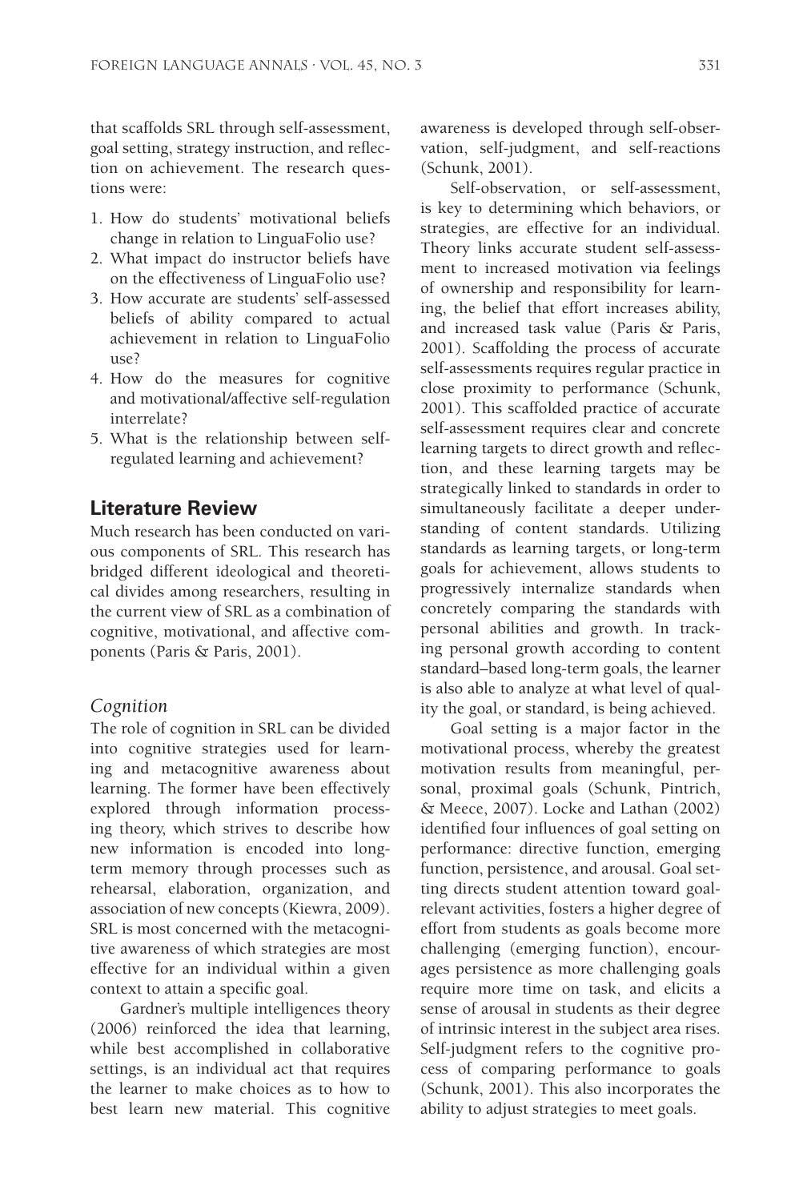that scaffolds SRL through self-assessment, goal setting, strategy instruction, and reflection on achievement. The research questions were:

1. How do students' motivational beliefs change in relation to LinguaFolio use?
2. What impact do instructor beliefs have on the effectiveness of LinguaFolio use?
3. How accurate are students' self-assessed beliefs of ability compared to actual achievement in relation to LinguaFolio use?
4. How do the measures for cognitive and motivational/affective self-regulation interrelate?
5. What is the relationship between self-regulated learning and achievement?

## Literature Review

Much research has been conducted on various components of SRL. This research has bridged different ideological and theoretical divides among researchers, resulting in the current view of SRL as a combination of cognitive, motivational, and affective components (Paris & Paris, 2001).

### *Cognition*

The role of cognition in SRL can be divided into cognitive strategies used for learning and metacognitive awareness about learning. The former have been effectively explored through information processing theory, which strives to describe how new information is encoded into long-term memory through processes such as rehearsal, elaboration, organization, and association of new concepts (Kiewra, 2009). SRL is most concerned with the metacognitive awareness of which strategies are most effective for an individual within a given context to attain a specific goal.

Gardner's multiple intelligences theory (2006) reinforced the idea that learning, while best accomplished in collaborative settings, is an individual act that requires the learner to make choices as to how to best learn new material. This cognitive awareness is developed through self-observation, self-judgment, and self-reactions (Schunk, 2001).

Self-observation, or self-assessment, is key to determining which behaviors, or strategies, are effective for an individual. Theory links accurate student self-assessment to increased motivation via feelings of ownership and responsibility for learning, the belief that effort increases ability, and increased task value (Paris & Paris, 2001). Scaffolding the process of accurate self-assessments requires regular practice in close proximity to performance (Schunk, 2001). This scaffolded practice of accurate self-assessment requires clear and concrete learning targets to direct growth and reflection, and these learning targets may be strategically linked to standards in order to simultaneously facilitate a deeper understanding of content standards. Utilizing standards as learning targets, or long-term goals for achievement, allows students to progressively internalize standards when concretely comparing the standards with personal abilities and growth. In tracking personal growth according to content standard–based long-term goals, the learner is also able to analyze at what level of quality the goal, or standard, is being achieved.

Goal setting is a major factor in the motivational process, whereby the greatest motivation results from meaningful, personal, proximal goals (Schunk, Pintrich, & Meece, 2007). Locke and Lathan (2002) identified four influences of goal setting on performance: directive function, emerging function, persistence, and arousal. Goal setting directs student attention toward goal-relevant activities, fosters a higher degree of effort from students as goals become more challenging (emerging function), encourages persistence as more challenging goals require more time on task, and elicits a sense of arousal in students as their degree of intrinsic interest in the subject area rises. Self-judgment refers to the cognitive process of comparing performance to goals (Schunk, 2001). This also incorporates the ability to adjust strategies to meet goals.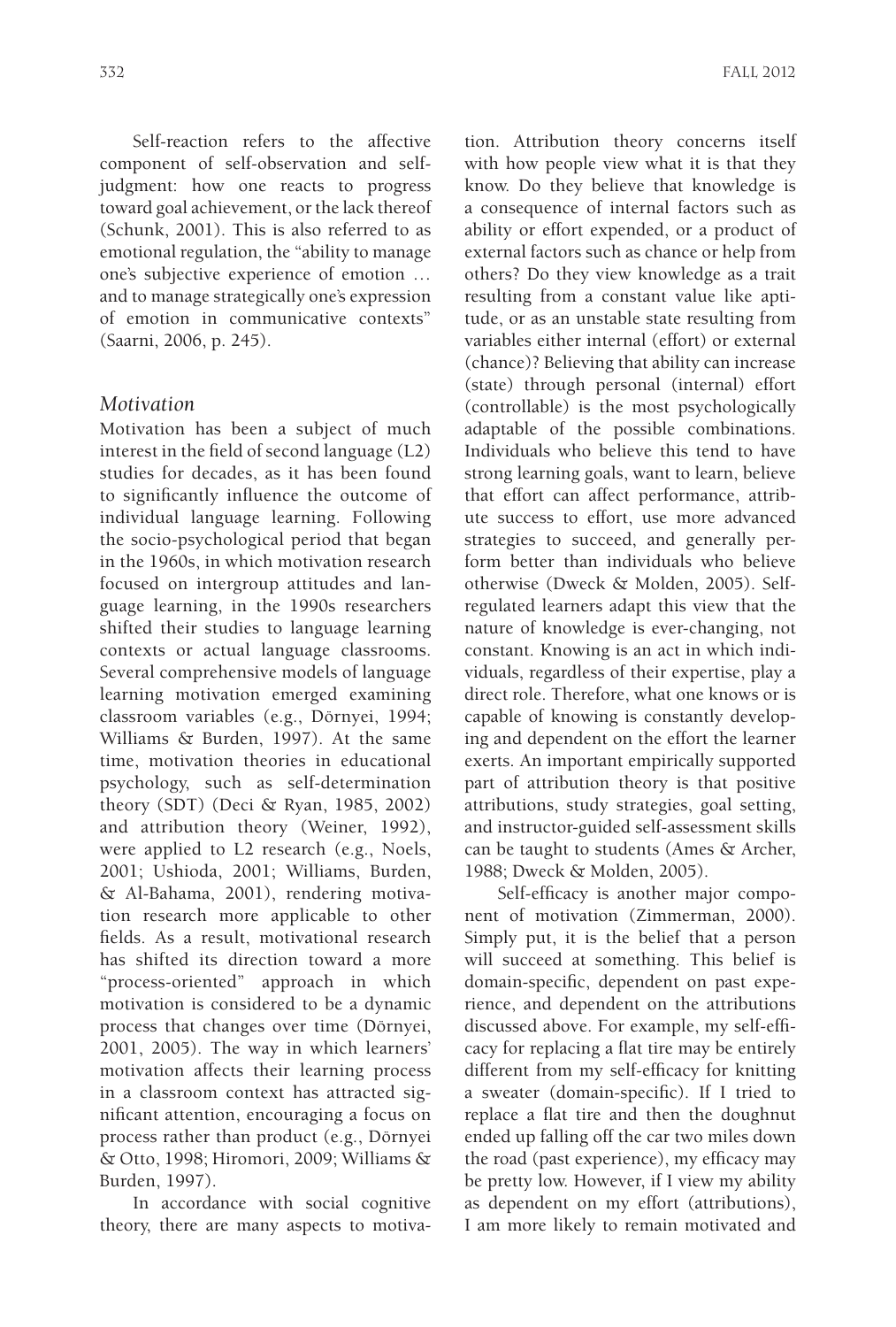Self-reaction refers to the affective component of self-observation and self-judgment: how one reacts to progress toward goal achievement, or the lack thereof (Schunk, 2001). This is also referred to as emotional regulation, the "ability to manage one's subjective experience of emotion … and to manage strategically one's expression of emotion in communicative contexts" (Saarni, 2006, p. 245).

### *Motivation*

Motivation has been a subject of much interest in the field of second language (L2) studies for decades, as it has been found to significantly influence the outcome of individual language learning. Following the socio-psychological period that began in the 1960s, in which motivation research focused on intergroup attitudes and language learning, in the 1990s researchers shifted their studies to language learning contexts or actual language classrooms. Several comprehensive models of language learning motivation emerged examining classroom variables (e.g., Dörnyei, 1994; Williams & Burden, 1997). At the same time, motivation theories in educational psychology, such as self-determination theory (SDT) (Deci & Ryan, 1985, 2002) and attribution theory (Weiner, 1992), were applied to L2 research (e.g., Noels, 2001; Ushioda, 2001; Williams, Burden, & Al-Bahama, 2001), rendering motivation research more applicable to other fields. As a result, motivational research has shifted its direction toward a more "process-oriented" approach in which motivation is considered to be a dynamic process that changes over time (Dörnyei, 2001, 2005). The way in which learners' motivation affects their learning process in a classroom context has attracted significant attention, encouraging a focus on process rather than product (e.g., Dörnyei & Otto, 1998; Hiromori, 2009; Williams & Burden, 1997).

In accordance with social cognitive theory, there are many aspects to motivation. Attribution theory concerns itself with how people view what it is that they know. Do they believe that knowledge is a consequence of internal factors such as ability or effort expended, or a product of external factors such as chance or help from others? Do they view knowledge as a trait resulting from a constant value like aptitude, or as an unstable state resulting from variables either internal (effort) or external (chance)? Believing that ability can increase (state) through personal (internal) effort (controllable) is the most psychologically adaptable of the possible combinations. Individuals who believe this tend to have strong learning goals, want to learn, believe that effort can affect performance, attribute success to effort, use more advanced strategies to succeed, and generally perform better than individuals who believe otherwise (Dweck & Molden, 2005). Self-regulated learners adapt this view that the nature of knowledge is ever-changing, not constant. Knowing is an act in which individuals, regardless of their expertise, play a direct role. Therefore, what one knows or is capable of knowing is constantly developing and dependent on the effort the learner exerts. An important empirically supported part of attribution theory is that positive attributions, study strategies, goal setting, and instructor-guided self-assessment skills can be taught to students (Ames & Archer, 1988; Dweck & Molden, 2005).

Self-efficacy is another major component of motivation (Zimmerman, 2000). Simply put, it is the belief that a person will succeed at something. This belief is domain-specific, dependent on past experience, and dependent on the attributions discussed above. For example, my self-efficacy for replacing a flat tire may be entirely different from my self-efficacy for knitting a sweater (domain-specific). If I tried to replace a flat tire and then the doughnut ended up falling off the car two miles down the road (past experience), my efficacy may be pretty low. However, if I view my ability as dependent on my effort (attributions), I am more likely to remain motivated and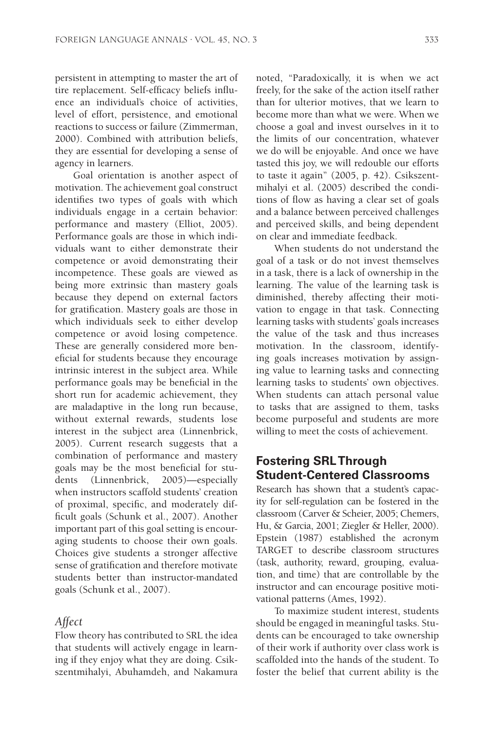persistent in attempting to master the art of tire replacement. Self-efficacy beliefs influence an individual's choice of activities, level of effort, persistence, and emotional reactions to success or failure (Zimmerman, 2000). Combined with attribution beliefs, they are essential for developing a sense of agency in learners.

Goal orientation is another aspect of motivation. The achievement goal construct identifies two types of goals with which individuals engage in a certain behavior: performance and mastery (Elliot, 2005). Performance goals are those in which individuals want to either demonstrate their competence or avoid demonstrating their incompetence. These goals are viewed as being more extrinsic than mastery goals because they depend on external factors for gratification. Mastery goals are those in which individuals seek to either develop competence or avoid losing competence. These are generally considered more beneficial for students because they encourage intrinsic interest in the subject area. While performance goals may be beneficial in the short run for academic achievement, they are maladaptive in the long run because, without external rewards, students lose interest in the subject area (Linnenbrick, 2005). Current research suggests that a combination of performance and mastery goals may be the most beneficial for students (Linnenbrick, 2005)—especially when instructors scaffold students' creation of proximal, specific, and moderately difficult goals (Schunk et al., 2007). Another important part of this goal setting is encouraging students to choose their own goals. Choices give students a stronger affective sense of gratification and therefore motivate students better than instructor-mandated goals (Schunk et al., 2007).

### *Affect*

Flow theory has contributed to SRL the idea that students will actively engage in learning if they enjoy what they are doing. Csikszentmihalyi, Abuhamdeh, and Nakamura noted, "Paradoxically, it is when we act freely, for the sake of the action itself rather than for ulterior motives, that we learn to become more than what we were. When we choose a goal and invest ourselves in it to the limits of our concentration, whatever we do will be enjoyable. And once we have tasted this joy, we will redouble our efforts to taste it again" (2005, p. 42). Csikszentmihalyi et al. (2005) described the conditions of flow as having a clear set of goals and a balance between perceived challenges and perceived skills, and being dependent on clear and immediate feedback.

When students do not understand the goal of a task or do not invest themselves in a task, there is a lack of ownership in the learning. The value of the learning task is diminished, thereby affecting their motivation to engage in that task. Connecting learning tasks with students' goals increases the value of the task and thus increases motivation. In the classroom, identifying goals increases motivation by assigning value to learning tasks and connecting learning tasks to students' own objectives. When students can attach personal value to tasks that are assigned to them, tasks become purposeful and students are more willing to meet the costs of achievement.

## Fostering SRL Through Student-Centered Classrooms

Research has shown that a student's capacity for self-regulation can be fostered in the classroom (Carver & Scheier, 2005; Chemers, Hu, & Garcia, 2001; Ziegler & Heller, 2000). Epstein (1987) established the acronym TARGET to describe classroom structures (task, authority, reward, grouping, evaluation, and time) that are controllable by the instructor and can encourage positive motivational patterns (Ames, 1992).

To maximize student interest, students should be engaged in meaningful tasks. Students can be encouraged to take ownership of their work if authority over class work is scaffolded into the hands of the student. To foster the belief that current ability is the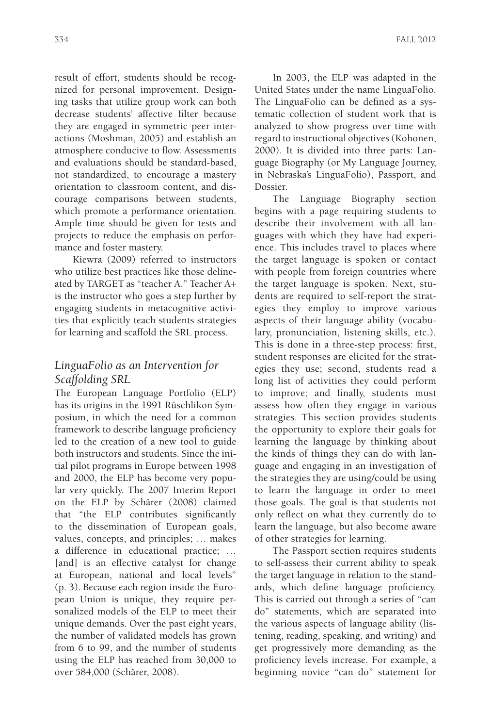result of effort, students should be recognized for personal improvement. Designing tasks that utilize group work can both decrease students' affective filter because they are engaged in symmetric peer interactions (Moshman, 2005) and establish an atmosphere conducive to flow. Assessments and evaluations should be standard-based, not standardized, to encourage a mastery orientation to classroom content, and discourage comparisons between students, which promote a performance orientation. Ample time should be given for tests and projects to reduce the emphasis on performance and foster mastery.

Kiewra (2009) referred to instructors who utilize best practices like those delineated by TARGET as "teacher A." Teacher A+ is the instructor who goes a step further by engaging students in metacognitive activities that explicitly teach students strategies for learning and scaffold the SRL process.

## *LinguaFolio as an Intervention for Scaffolding SRL*

The European Language Portfolio (ELP) has its origins in the 1991 Rüschlikon Symposium, in which the need for a common framework to describe language proficiency led to the creation of a new tool to guide both instructors and students. Since the initial pilot programs in Europe between 1998 and 2000, the ELP has become very popular very quickly. The 2007 Interim Report on the ELP by Schärer (2008) claimed that "the ELP contributes significantly to the dissemination of European goals, values, concepts, and principles; … makes a difference in educational practice; … [and] is an effective catalyst for change at European, national and local levels" (p. 3). Because each region inside the European Union is unique, they require personalized models of the ELP to meet their unique demands. Over the past eight years, the number of validated models has grown from 6 to 99, and the number of students using the ELP has reached from 30,000 to over 584,000 (Schärer, 2008).

In 2003, the ELP was adapted in the United States under the name LinguaFolio. The LinguaFolio can be defined as a systematic collection of student work that is analyzed to show progress over time with regard to instructional objectives (Kohonen, 2000). It is divided into three parts: Language Biography (or My Language Journey, in Nebraska's LinguaFolio), Passport, and Dossier.

The Language Biography section begins with a page requiring students to describe their involvement with all languages with which they have had experience. This includes travel to places where the target language is spoken or contact with people from foreign countries where the target language is spoken. Next, students are required to self-report the strategies they employ to improve various aspects of their language ability (vocabulary, pronunciation, listening skills, etc.). This is done in a three-step process: first, student responses are elicited for the strategies they use; second, students read a long list of activities they could perform to improve; and finally, students must assess how often they engage in various strategies. This section provides students the opportunity to explore their goals for learning the language by thinking about the kinds of things they can do with language and engaging in an investigation of the strategies they are using/could be using to learn the language in order to meet those goals. The goal is that students not only reflect on what they currently do to learn the language, but also become aware of other strategies for learning.

The Passport section requires students to self-assess their current ability to speak the target language in relation to the standards, which define language proficiency. This is carried out through a series of "can do" statements, which are separated into the various aspects of language ability (listening, reading, speaking, and writing) and get progressively more demanding as the proficiency levels increase. For example, a beginning novice "can do" statement for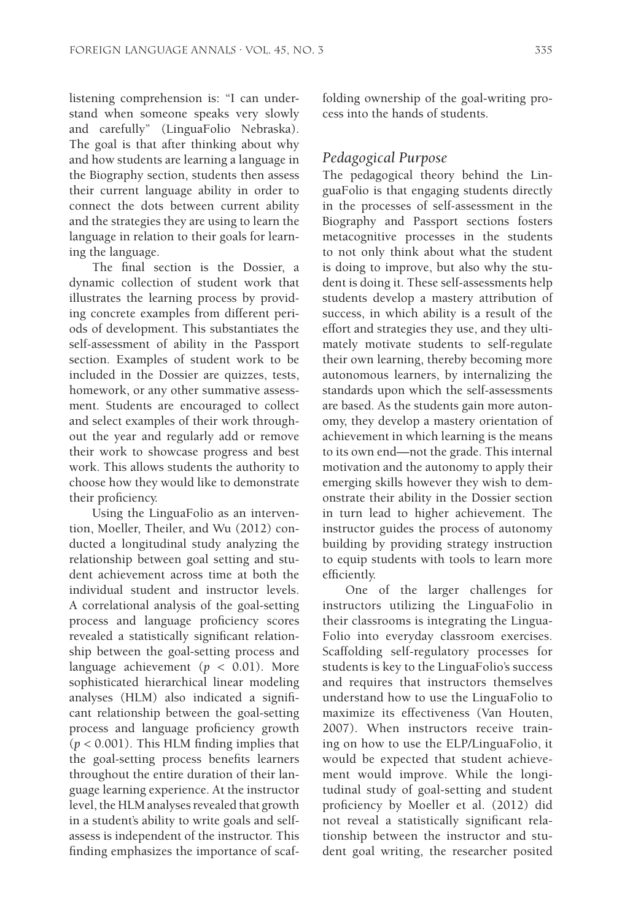listening comprehension is: "I can understand when someone speaks very slowly and carefully" (LinguaFolio Nebraska). The goal is that after thinking about why and how students are learning a language in the Biography section, students then assess their current language ability in order to connect the dots between current ability and the strategies they are using to learn the language in relation to their goals for learning the language.

The final section is the Dossier, a dynamic collection of student work that illustrates the learning process by providing concrete examples from different periods of development. This substantiates the self-assessment of ability in the Passport section. Examples of student work to be included in the Dossier are quizzes, tests, homework, or any other summative assessment. Students are encouraged to collect and select examples of their work throughout the year and regularly add or remove their work to showcase progress and best work. This allows students the authority to choose how they would like to demonstrate their proficiency.

Using the LinguaFolio as an intervention, Moeller, Theiler, and Wu (2012) conducted a longitudinal study analyzing the relationship between goal setting and student achievement across time at both the individual student and instructor levels. A correlational analysis of the goal-setting process and language proficiency scores revealed a statistically significant relationship between the goal-setting process and language achievement ($p < 0.01$). More sophisticated hierarchical linear modeling analyses (HLM) also indicated a significant relationship between the goal-setting process and language proficiency growth ($p < 0.001$). This HLM finding implies that the goal-setting process benefits learners throughout the entire duration of their language learning experience. At the instructor level, the HLM analyses revealed that growth in a student's ability to write goals and self-assess is independent of the instructor. This finding emphasizes the importance of scaffolding ownership of the goal-writing process into the hands of students.

### *Pedagogical Purpose*

The pedagogical theory behind the LinguaFolio is that engaging students directly in the processes of self-assessment in the Biography and Passport sections fosters metacognitive processes in the students to not only think about what the student is doing to improve, but also why the student is doing it. These self-assessments help students develop a mastery attribution of success, in which ability is a result of the effort and strategies they use, and they ultimately motivate students to self-regulate their own learning, thereby becoming more autonomous learners, by internalizing the standards upon which the self-assessments are based. As the students gain more autonomy, they develop a mastery orientation of achievement in which learning is the means to its own end—not the grade. This internal motivation and the autonomy to apply their emerging skills however they wish to demonstrate their ability in the Dossier section in turn lead to higher achievement. The instructor guides the process of autonomy building by providing strategy instruction to equip students with tools to learn more efficiently.

One of the larger challenges for instructors utilizing the LinguaFolio in their classrooms is integrating the LinguaFolio into everyday classroom exercises. Scaffolding self-regulatory processes for students is key to the LinguaFolio's success and requires that instructors themselves understand how to use the LinguaFolio to maximize its effectiveness (Van Houten, 2007). When instructors receive training on how to use the ELP/LinguaFolio, it would be expected that student achievement would improve. While the longitudinal study of goal-setting and student proficiency by Moeller et al. (2012) did not reveal a statistically significant relationship between the instructor and student goal writing, the researcher posited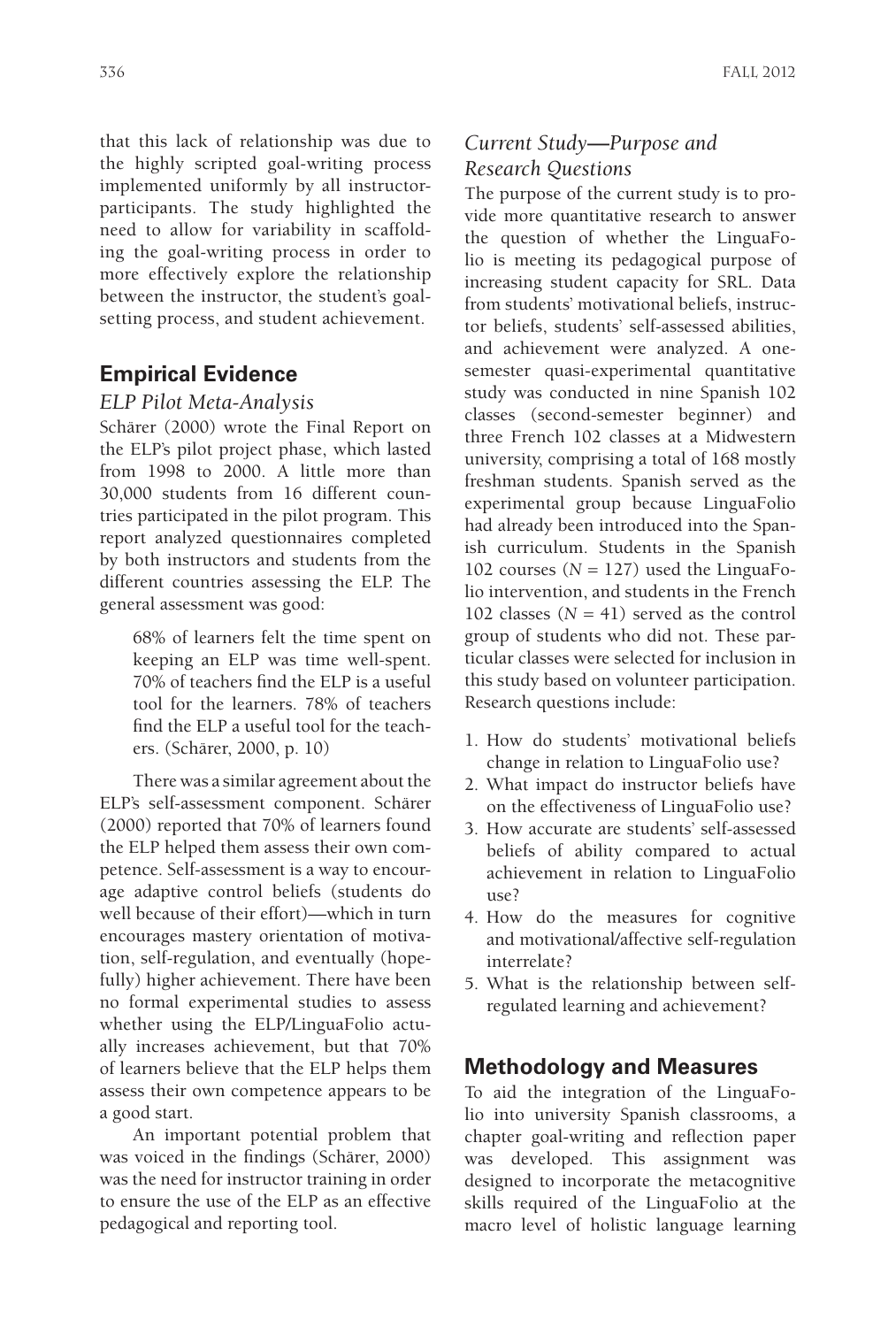that this lack of relationship was due to the highly scripted goal-writing process implemented uniformly by all instructor-participants. The study highlighted the need to allow for variability in scaffolding the goal-writing process in order to more effectively explore the relationship between the instructor, the student's goal-setting process, and student achievement.

## Empirical Evidence

### *ELP Pilot Meta-Analysis*

Schärer (2000) wrote the Final Report on the ELP's pilot project phase, which lasted from 1998 to 2000. A little more than 30,000 students from 16 different countries participated in the pilot program. This report analyzed questionnaires completed by both instructors and students from the different countries assessing the ELP. The general assessment was good:

> 68% of learners felt the time spent on keeping an ELP was time well-spent. 70% of teachers find the ELP is a useful tool for the learners. 78% of teachers find the ELP a useful tool for the teachers. (Schärer, 2000, p. 10)

There was a similar agreement about the ELP's self-assessment component. Schärer (2000) reported that 70% of learners found the ELP helped them assess their own competence. Self-assessment is a way to encourage adaptive control beliefs (students do well because of their effort)—which in turn encourages mastery orientation of motivation, self-regulation, and eventually (hopefully) higher achievement. There have been no formal experimental studies to assess whether using the ELP/LinguaFolio actually increases achievement, but that 70% of learners believe that the ELP helps them assess their own competence appears to be a good start.

An important potential problem that was voiced in the findings (Schärer, 2000) was the need for instructor training in order to ensure the use of the ELP as an effective pedagogical and reporting tool.

### *Current Study—Purpose and Research Questions*

The purpose of the current study is to provide more quantitative research to answer the question of whether the LinguaFolio is meeting its pedagogical purpose of increasing student capacity for SRL. Data from students' motivational beliefs, instructor beliefs, students' self-assessed abilities, and achievement were analyzed. A one-semester quasi-experimental quantitative study was conducted in nine Spanish 102 classes (second-semester beginner) and three French 102 classes at a Midwestern university, comprising a total of 168 mostly freshman students. Spanish served as the experimental group because LinguaFolio had already been introduced into the Spanish curriculum. Students in the Spanish 102 courses ($N = 127$) used the LinguaFolio intervention, and students in the French 102 classes ($N = 41$) served as the control group of students who did not. These particular classes were selected for inclusion in this study based on volunteer participation. Research questions include:

1. How do students' motivational beliefs change in relation to LinguaFolio use?
2. What impact do instructor beliefs have on the effectiveness of LinguaFolio use?
3. How accurate are students' self-assessed beliefs of ability compared to actual achievement in relation to LinguaFolio use?
4. How do the measures for cognitive and motivational/affective self-regulation interrelate?
5. What is the relationship between self-regulated learning and achievement?

## Methodology and Measures

To aid the integration of the LinguaFolio into university Spanish classrooms, a chapter goal-writing and reflection paper was developed. This assignment was designed to incorporate the metacognitive skills required of the LinguaFolio at the macro level of holistic language learning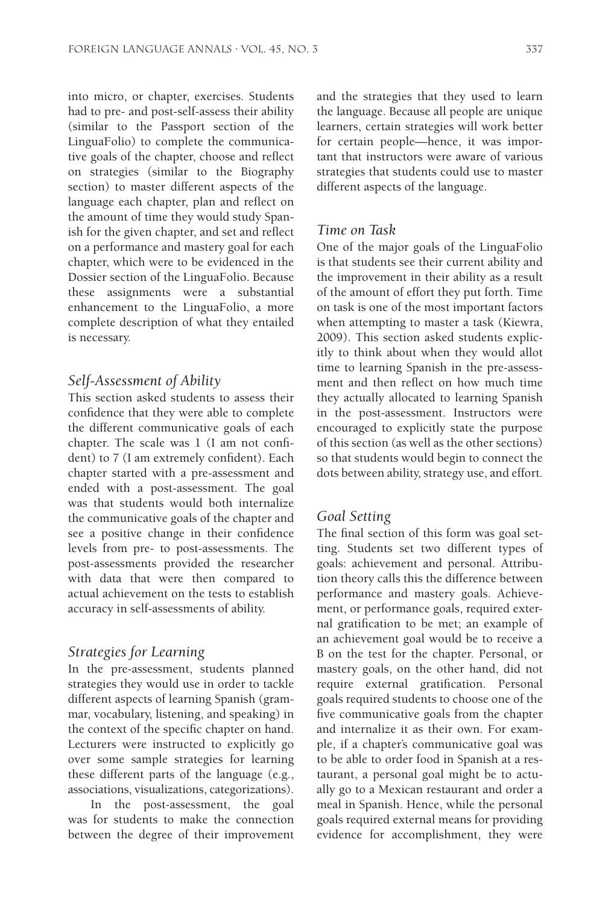into micro, or chapter, exercises. Students had to pre- and post-self-assess their ability (similar to the Passport section of the LinguaFolio) to complete the communicative goals of the chapter, choose and reflect on strategies (similar to the Biography section) to master different aspects of the language each chapter, plan and reflect on the amount of time they would study Spanish for the given chapter, and set and reflect on a performance and mastery goal for each chapter, which were to be evidenced in the Dossier section of the LinguaFolio. Because these assignments were a substantial enhancement to the LinguaFolio, a more complete description of what they entailed is necessary.

### *Self-Assessment of Ability*

This section asked students to assess their confidence that they were able to complete the different communicative goals of each chapter. The scale was 1 (I am not confident) to 7 (I am extremely confident). Each chapter started with a pre-assessment and ended with a post-assessment. The goal was that students would both internalize the communicative goals of the chapter and see a positive change in their confidence levels from pre- to post-assessments. The post-assessments provided the researcher with data that were then compared to actual achievement on the tests to establish accuracy in self-assessments of ability.

### *Strategies for Learning*

In the pre-assessment, students planned strategies they would use in order to tackle different aspects of learning Spanish (grammar, vocabulary, listening, and speaking) in the context of the specific chapter on hand. Lecturers were instructed to explicitly go over some sample strategies for learning these different parts of the language (e.g., associations, visualizations, categorizations).

In the post-assessment, the goal was for students to make the connection between the degree of their improvement and the strategies that they used to learn the language. Because all people are unique learners, certain strategies will work better for certain people—hence, it was important that instructors were aware of various strategies that students could use to master different aspects of the language.

### *Time on Task*

One of the major goals of the LinguaFolio is that students see their current ability and the improvement in their ability as a result of the amount of effort they put forth. Time on task is one of the most important factors when attempting to master a task (Kiewra, 2009). This section asked students explicitly to think about when they would allot time to learning Spanish in the pre-assessment and then reflect on how much time they actually allocated to learning Spanish in the post-assessment. Instructors were encouraged to explicitly state the purpose of this section (as well as the other sections) so that students would begin to connect the dots between ability, strategy use, and effort.

### *Goal Setting*

The final section of this form was goal setting. Students set two different types of goals: achievement and personal. Attribution theory calls this the difference between performance and mastery goals. Achievement, or performance goals, required external gratification to be met; an example of an achievement goal would be to receive a B on the test for the chapter. Personal, or mastery goals, on the other hand, did not require external gratification. Personal goals required students to choose one of the five communicative goals from the chapter and internalize it as their own. For example, if a chapter's communicative goal was to be able to order food in Spanish at a restaurant, a personal goal might be to actually go to a Mexican restaurant and order a meal in Spanish. Hence, while the personal goals required external means for providing evidence for accomplishment, they were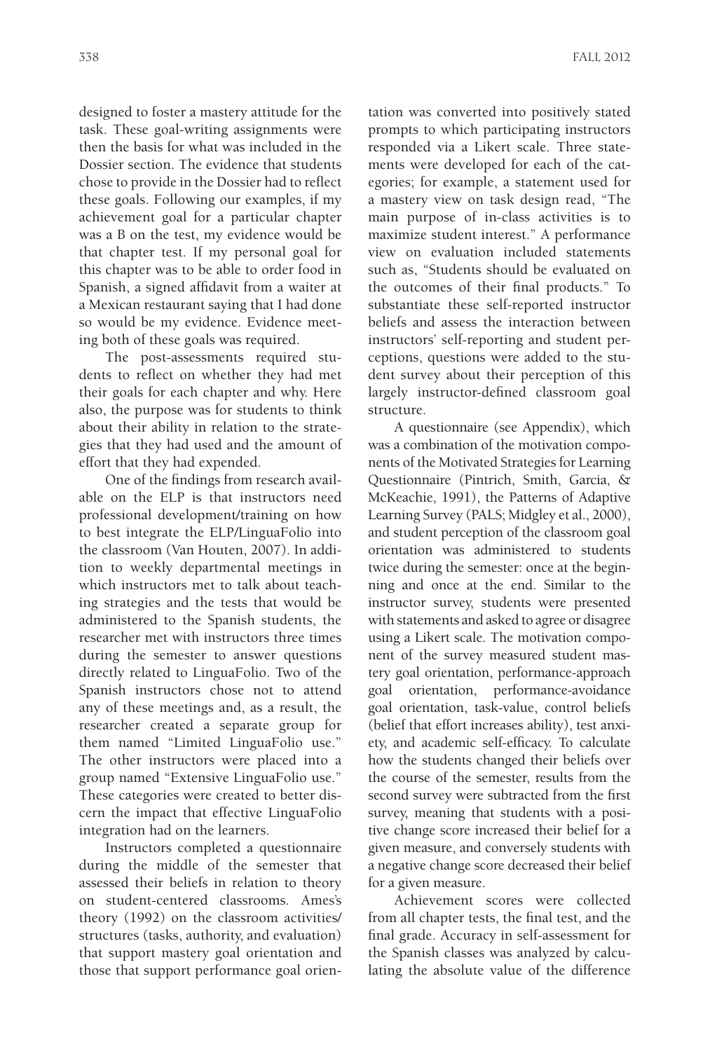designed to foster a mastery attitude for the task. These goal-writing assignments were then the basis for what was included in the Dossier section. The evidence that students chose to provide in the Dossier had to reflect these goals. Following our examples, if my achievement goal for a particular chapter was a B on the test, my evidence would be that chapter test. If my personal goal for this chapter was to be able to order food in Spanish, a signed affidavit from a waiter at a Mexican restaurant saying that I had done so would be my evidence. Evidence meeting both of these goals was required.

The post-assessments required students to reflect on whether they had met their goals for each chapter and why. Here also, the purpose was for students to think about their ability in relation to the strategies that they had used and the amount of effort that they had expended.

One of the findings from research available on the ELP is that instructors need professional development/training on how to best integrate the ELP/LinguaFolio into the classroom (Van Houten, 2007). In addition to weekly departmental meetings in which instructors met to talk about teaching strategies and the tests that would be administered to the Spanish students, the researcher met with instructors three times during the semester to answer questions directly related to LinguaFolio. Two of the Spanish instructors chose not to attend any of these meetings and, as a result, the researcher created a separate group for them named "Limited LinguaFolio use." The other instructors were placed into a group named "Extensive LinguaFolio use." These categories were created to better discern the impact that effective LinguaFolio integration had on the learners.

Instructors completed a questionnaire during the middle of the semester that assessed their beliefs in relation to theory on student-centered classrooms. Ames's theory (1992) on the classroom activities/structures (tasks, authority, and evaluation) that support mastery goal orientation and those that support performance goal orientation was converted into positively stated prompts to which participating instructors responded via a Likert scale. Three statements were developed for each of the categories; for example, a statement used for a mastery view on task design read, "The main purpose of in-class activities is to maximize student interest." A performance view on evaluation included statements such as, "Students should be evaluated on the outcomes of their final products." To substantiate these self-reported instructor beliefs and assess the interaction between instructors' self-reporting and student perceptions, questions were added to the student survey about their perception of this largely instructor-defined classroom goal structure.

A questionnaire (see Appendix), which was a combination of the motivation components of the Motivated Strategies for Learning Questionnaire (Pintrich, Smith, Garcia, & McKeachie, 1991), the Patterns of Adaptive Learning Survey (PALS; Midgley et al., 2000), and student perception of the classroom goal orientation was administered to students twice during the semester: once at the beginning and once at the end. Similar to the instructor survey, students were presented with statements and asked to agree or disagree using a Likert scale. The motivation component of the survey measured student mastery goal orientation, performance-approach goal orientation, performance-avoidance goal orientation, task-value, control beliefs (belief that effort increases ability), test anxiety, and academic self-efficacy. To calculate how the students changed their beliefs over the course of the semester, results from the second survey were subtracted from the first survey, meaning that students with a positive change score increased their belief for a given measure, and conversely students with a negative change score decreased their belief for a given measure.

Achievement scores were collected from all chapter tests, the final test, and the final grade. Accuracy in self-assessment for the Spanish classes was analyzed by calculating the absolute value of the difference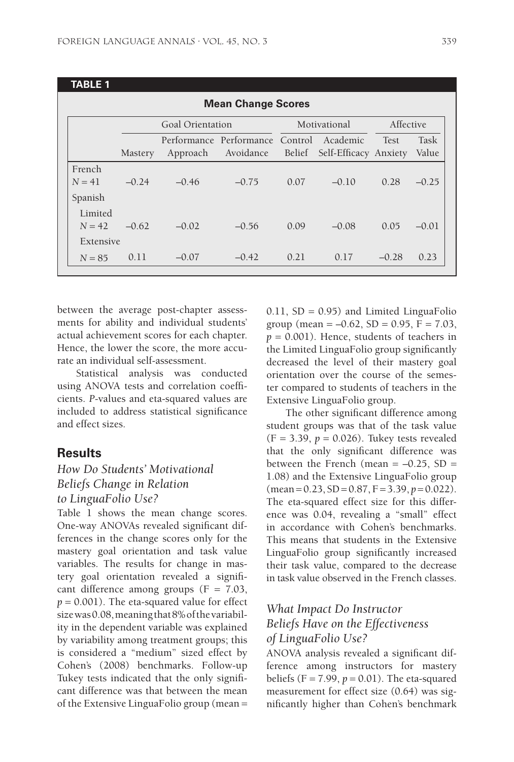**TABLE 1**

**Mean Change Scores**

| | Goal Orientation | | | Motivational | | Affective | |
|---|---|---|---|---|---|---|---|
| | Mastery | Performance Approach | Performance Avoidance | Control Belief | Academic Self-Efficacy | Test Anxiety | Task Value |
| French $N = 41$ | –0.24 | –0.46 | –0.75 | 0.07 | –0.10 | 0.28 | –0.25 |
| Spanish | | | | | | | |
| Limited $N = 42$ | –0.62 | –0.02 | –0.56 | 0.09 | –0.08 | 0.05 | –0.01 |
| Extensive $N = 85$ | 0.11 | –0.07 | –0.42 | 0.21 | 0.17 | –0.28 | 0.23 |

between the average post-chapter assessments for ability and individual students' actual achievement scores for each chapter. Hence, the lower the score, the more accurate an individual self-assessment.

Statistical analysis was conducted using ANOVA tests and correlation coefficients. *P*-values and eta-squared values are included to address statistical significance and effect sizes.

## Results

### *How Do Students' Motivational Beliefs Change in Relation to LinguaFolio Use?*

Table 1 shows the mean change scores. One-way ANOVAs revealed significant differences in the change scores only for the mastery goal orientation and task value variables. The results for change in mastery goal orientation revealed a significant difference among groups ($F = 7.03$, $p = 0.001$). The eta-squared value for effect size was 0.08, meaning that 8% of the variability in the dependent variable was explained by variability among treatment groups; this is considered a "medium" sized effect by Cohen's (2008) benchmarks. Follow-up Tukey tests indicated that the only significant difference was that between the mean of the Extensive LinguaFolio group (mean = 0.11, SD = 0.95) and Limited LinguaFolio group (mean = –0.62, SD = 0.95, $F = 7.03$, $p = 0.001$). Hence, students of teachers in the Limited LinguaFolio group significantly decreased the level of their mastery goal orientation over the course of the semester compared to students of teachers in the Extensive LinguaFolio group.

The other significant difference among student groups was that of the task value ($F = 3.39$, $p = 0.026$). Tukey tests revealed that the only significant difference was between the French (mean = –0.25, SD = 1.08) and the Extensive LinguaFolio group (mean = 0.23, SD = 0.87, $F = 3.39$, $p = 0.022$). The eta-squared effect size for this difference was 0.04, revealing a "small" effect in accordance with Cohen's benchmarks. This means that students in the Extensive LinguaFolio group significantly increased their task value, compared to the decrease in task value observed in the French classes.

### *What Impact Do Instructor Beliefs Have on the Effectiveness of LinguaFolio Use?*

ANOVA analysis revealed a significant difference among instructors for mastery beliefs ($F = 7.99$, $p = 0.01$). The eta-squared measurement for effect size (0.64) was significantly higher than Cohen's benchmark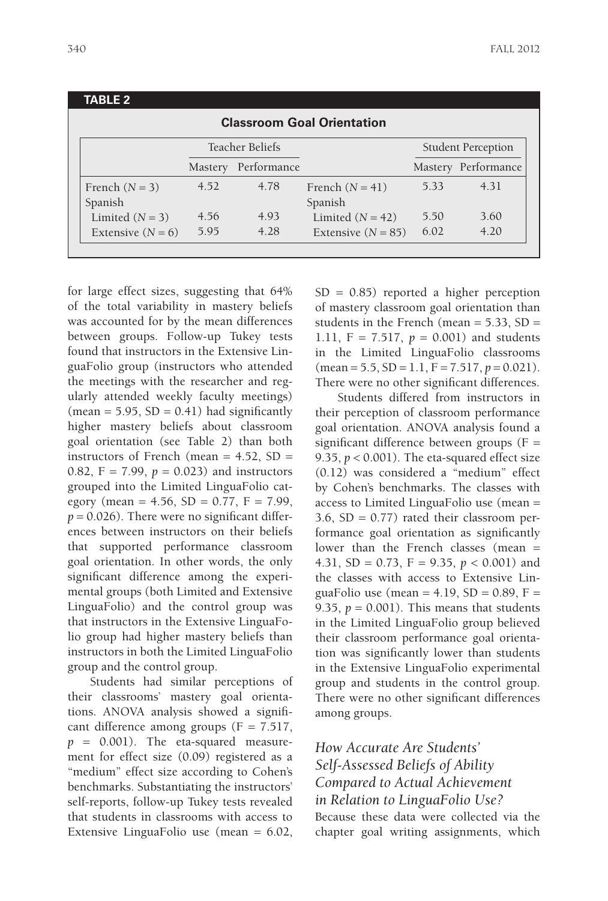**TABLE 2**

**Classroom Goal Orientation**

| | Teacher Beliefs | | | Student Perception | |
|---|---|---|---|---|---|
| | Mastery | Performance | | Mastery | Performance |
| French (*N* = 3) | 4.52 | 4.78 | French (*N* = 41) | 5.33 | 4.31 |
| Spanish | | | Spanish | | |
| Limited (*N* = 3) | 4.56 | 4.93 | Limited (*N* = 42) | 5.50 | 3.60 |
| Extensive (*N* = 6) | 5.95 | 4.28 | Extensive (*N* = 85) | 6.02 | 4.20 |

for large effect sizes, suggesting that 64% of the total variability in mastery beliefs was accounted for by the mean differences between groups. Follow-up Tukey tests found that instructors in the Extensive LinguaFolio group (instructors who attended the meetings with the researcher and regularly attended weekly faculty meetings) (mean = 5.95, SD = 0.41) had significantly higher mastery beliefs about classroom goal orientation (see Table 2) than both instructors of French (mean = 4.52, SD = 0.82, F = 7.99, $p = 0.023$) and instructors grouped into the Limited LinguaFolio category (mean = 4.56, SD = 0.77, F = 7.99, $p = 0.026$). There were no significant differences between instructors on their beliefs that supported performance classroom goal orientation. In other words, the only significant difference among the experimental groups (both Limited and Extensive LinguaFolio) and the control group was that instructors in the Extensive LinguaFolio group had higher mastery beliefs than instructors in both the Limited LinguaFolio group and the control group.

Students had similar perceptions of their classrooms' mastery goal orientations. ANOVA analysis showed a significant difference among groups (F = 7.517, $p = 0.001$). The eta-squared measurement for effect size (0.09) registered as a "medium" effect size according to Cohen's benchmarks. Substantiating the instructors' self-reports, follow-up Tukey tests revealed that students in classrooms with access to Extensive LinguaFolio use (mean = 6.02, SD = 0.85) reported a higher perception of mastery classroom goal orientation than students in the French (mean = 5.33, SD = 1.11, F = 7.517, $p = 0.001$) and students in the Limited LinguaFolio classrooms (mean = 5.5, SD = 1.1, F = 7.517, $p = 0.021$). There were no other significant differences.

Students differed from instructors in their perception of classroom performance goal orientation. ANOVA analysis found a significant difference between groups (F = 9.35, $p < 0.001$). The eta-squared effect size (0.12) was considered a "medium" effect by Cohen's benchmarks. The classes with access to Limited LinguaFolio use (mean = 3.6, SD = 0.77) rated their classroom performance goal orientation as significantly lower than the French classes (mean = 4.31, SD = 0.73, F = 9.35, $p < 0.001$) and the classes with access to Extensive LinguaFolio use (mean = 4.19, SD = 0.89, F = 9.35, $p = 0.001$). This means that students in the Limited LinguaFolio group believed their classroom performance goal orientation was significantly lower than students in the Extensive LinguaFolio experimental group and students in the control group. There were no other significant differences among groups.

### *How Accurate Are Students' Self-Assessed Beliefs of Ability Compared to Actual Achievement in Relation to LinguaFolio Use?*

Because these data were collected via the chapter goal writing assignments, which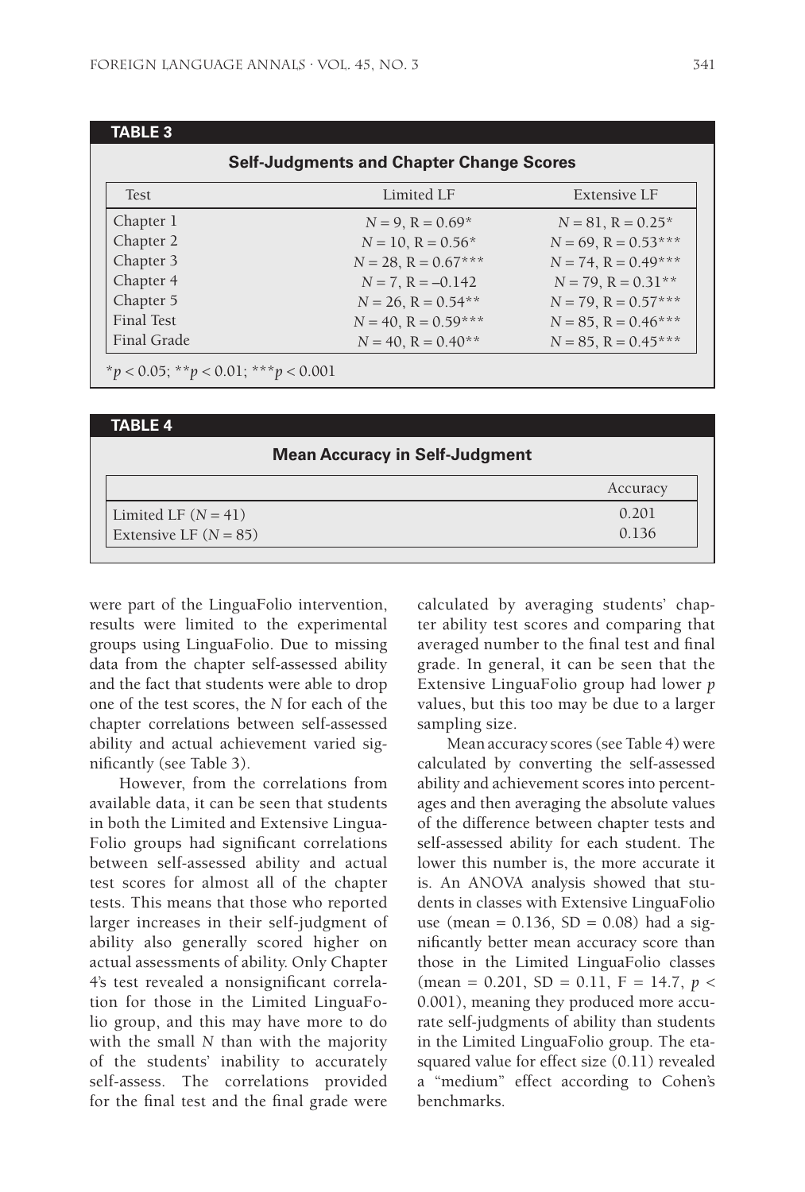**TABLE 3**

**Self-Judgments and Chapter Change Scores**

| Test | Limited LF | Extensive LF |
|---|---|---|
| Chapter 1 | $N = 9$, R = 0.69* | $N = 81$, R = 0.25* |
| Chapter 2 | $N = 10$, R = 0.56* | $N = 69$, R = 0.53*** |
| Chapter 3 | $N = 28$, R = 0.67*** | $N = 74$, R = 0.49*** |
| Chapter 4 | $N = 7$, R = –0.142 | $N = 79$, R = 0.31** |
| Chapter 5 | $N = 26$, R = 0.54** | $N = 79$, R = 0.57*** |
| Final Test | $N = 40$, R = 0.59*** | $N = 85$, R = 0.46*** |
| Final Grade | $N = 40$, R = 0.40** | $N = 85$, R = 0.45*** |

*$p < 0.05$; **$p < 0.01$; ***$p < 0.001$

**TABLE 4**

**Mean Accuracy in Self-Judgment**

| | Accuracy |
|---|---|
| Limited LF ($N = 41$) | 0.201 |
| Extensive LF ($N = 85$) | 0.136 |

were part of the LinguaFolio intervention, results were limited to the experimental groups using LinguaFolio. Due to missing data from the chapter self-assessed ability and the fact that students were able to drop one of the test scores, the *N* for each of the chapter correlations between self-assessed ability and actual achievement varied significantly (see Table 3).

However, from the correlations from available data, it can be seen that students in both the Limited and Extensive LinguaFolio groups had significant correlations between self-assessed ability and actual test scores for almost all of the chapter tests. This means that those who reported larger increases in their self-judgment of ability also generally scored higher on actual assessments of ability. Only Chapter 4's test revealed a nonsignificant correlation for those in the Limited LinguaFolio group, and this may have more to do with the small *N* than with the majority of the students' inability to accurately self-assess. The correlations provided for the final test and the final grade were calculated by averaging students' chapter ability test scores and comparing that averaged number to the final test and final grade. In general, it can be seen that the Extensive LinguaFolio group had lower *p* values, but this too may be due to a larger sampling size.

Mean accuracy scores (see Table 4) were calculated by converting the self-assessed ability and achievement scores into percentages and then averaging the absolute values of the difference between chapter tests and self-assessed ability for each student. The lower this number is, the more accurate it is. An ANOVA analysis showed that students in classes with Extensive LinguaFolio use (mean = 0.136, SD = 0.08) had a significantly better mean accuracy score than those in the Limited LinguaFolio classes (mean = 0.201, SD = 0.11, $F = 14.7$, $p < 0.001$), meaning they produced more accurate self-judgments of ability than students in the Limited LinguaFolio group. The eta-squared value for effect size (0.11) revealed a "medium" effect according to Cohen's benchmarks.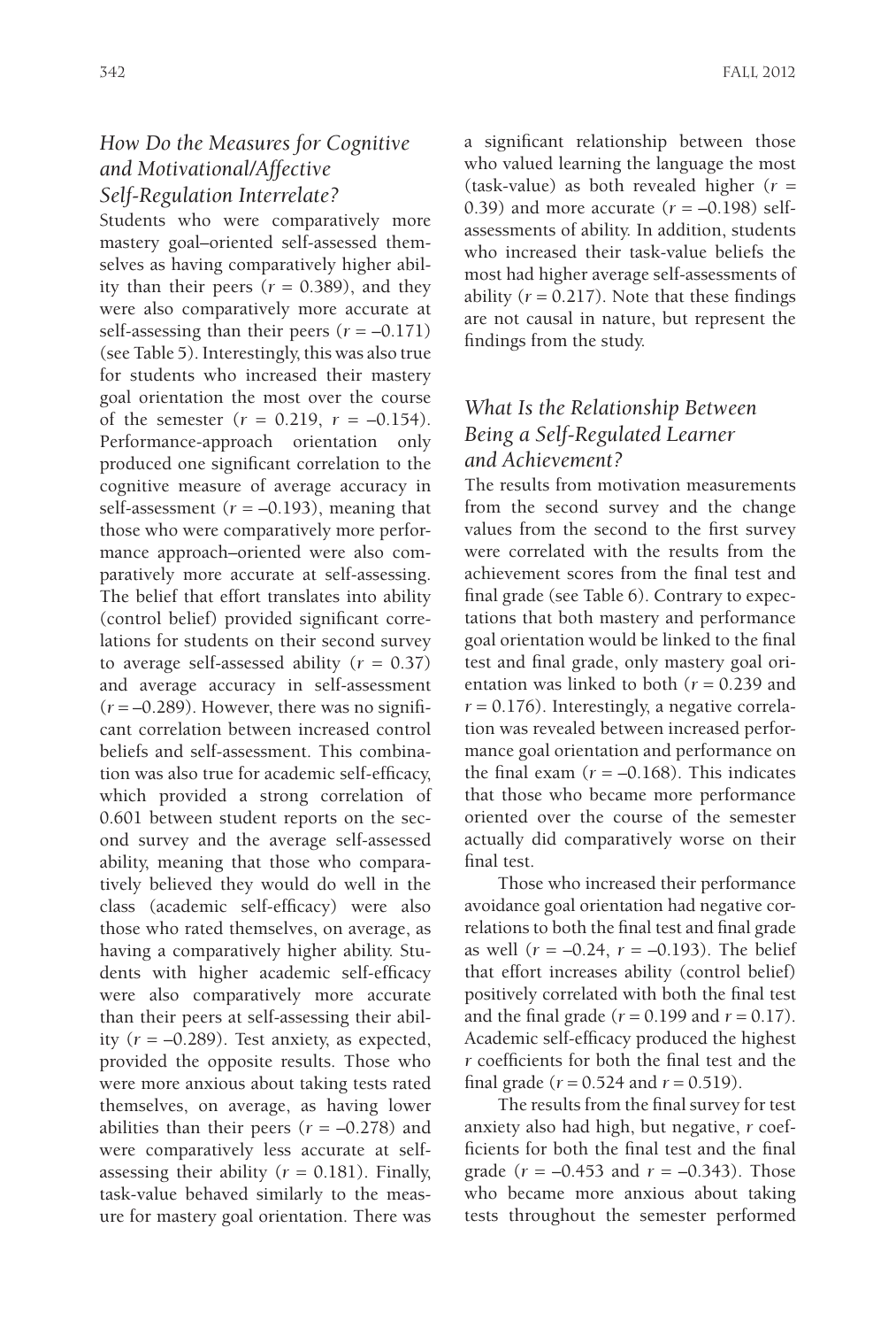### *How Do the Measures for Cognitive and Motivational/Affective Self-Regulation Interrelate?*

Students who were comparatively more mastery goal–oriented self-assessed themselves as having comparatively higher ability than their peers ($r$ = 0.389), and they were also comparatively more accurate at self-assessing than their peers ($r$ = –0.171) (see Table 5). Interestingly, this was also true for students who increased their mastery goal orientation the most over the course of the semester ($r$ = 0.219, $r$ = –0.154). Performance-approach orientation only produced one significant correlation to the cognitive measure of average accuracy in self-assessment ($r$ = –0.193), meaning that those who were comparatively more performance approach–oriented were also comparatively more accurate at self-assessing. The belief that effort translates into ability (control belief) provided significant correlations for students on their second survey to average self-assessed ability ($r$ = 0.37) and average accuracy in self-assessment ($r$ = –0.289). However, there was no significant correlation between increased control beliefs and self-assessment. This combination was also true for academic self-efficacy, which provided a strong correlation of 0.601 between student reports on the second survey and the average self-assessed ability, meaning that those who comparatively believed they would do well in the class (academic self-efficacy) were also those who rated themselves, on average, as having a comparatively higher ability. Students with higher academic self-efficacy were also comparatively more accurate than their peers at self-assessing their ability ($r$ = –0.289). Test anxiety, as expected, provided the opposite results. Those who were more anxious about taking tests rated themselves, on average, as having lower abilities than their peers ($r$ = –0.278) and were comparatively less accurate at self-assessing their ability ($r$ = 0.181). Finally, task-value behaved similarly to the measure for mastery goal orientation. There was a significant relationship between those who valued learning the language the most (task-value) as both revealed higher ($r$ = 0.39) and more accurate ($r$ = –0.198) self-assessments of ability. In addition, students who increased their task-value beliefs the most had higher average self-assessments of ability ($r$ = 0.217). Note that these findings are not causal in nature, but represent the findings from the study.

### *What Is the Relationship Between Being a Self-Regulated Learner and Achievement?*

The results from motivation measurements from the second survey and the change values from the second to the first survey were correlated with the results from the achievement scores from the final test and final grade (see Table 6). Contrary to expectations that both mastery and performance goal orientation would be linked to the final test and final grade, only mastery goal orientation was linked to both ($r$ = 0.239 and $r$ = 0.176). Interestingly, a negative correlation was revealed between increased performance goal orientation and performance on the final exam ($r$ = –0.168). This indicates that those who became more performance oriented over the course of the semester actually did comparatively worse on their final test.

Those who increased their performance avoidance goal orientation had negative correlations to both the final test and final grade as well ($r$ = –0.24, $r$ = –0.193). The belief that effort increases ability (control belief) positively correlated with both the final test and the final grade ($r$ = 0.199 and $r$ = 0.17). Academic self-efficacy produced the highest $r$ coefficients for both the final test and the final grade ($r$ = 0.524 and $r$ = 0.519).

The results from the final survey for test anxiety also had high, but negative, $r$ coefficients for both the final test and the final grade ($r$ = –0.453 and $r$ = –0.343). Those who became more anxious about taking tests throughout the semester performed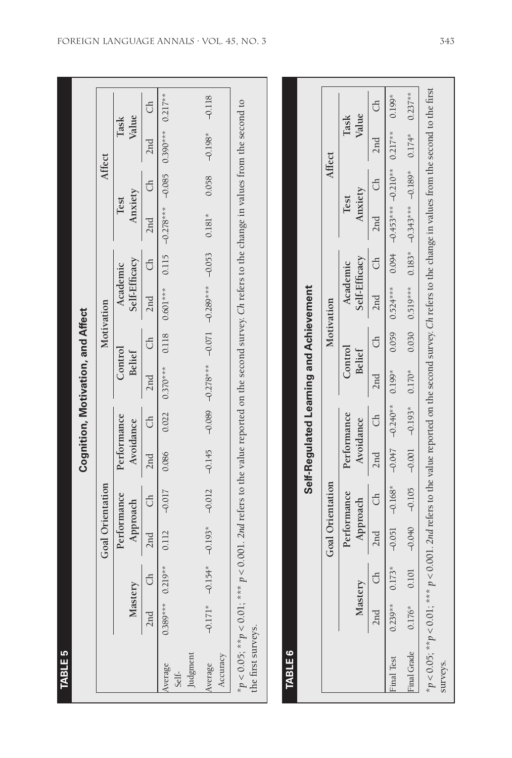**TABLE 5**

**Cognition, Motivation, and Affect**

| | Goal Orientation | | | | | | Motivation | | | | Affect | | | |
|---|---|---|---|---|---|---|---|---|---|---|---|---|---|---|
| | Mastery | | Performance Approach | | Performance Avoidance | | Control Belief | | Academic Self-Efficacy | | Test Anxiety | | Task Value | |
| | 2nd | Ch | 2nd | Ch | 2nd | Ch | 2nd | Ch | 2nd | Ch | 2nd | Ch | 2nd | Ch |
| Average Self-Judgment | 0.389*** | 0.219** | 0.112 | –0.017 | 0.086 | 0.022 | 0.370*** | 0.118 | 0.601*** | 0.115 | –0.278*** | –0.085 | 0.390*** | 0.217** |
| Average Accuracy | –0.171* | –0.154* | –0.193* | –0.012 | –0.145 | –0.089 | –0.278*** | –0.071 | –0.289*** | –0.053 | 0.181* | 0.058 | –0.198* | –0.118 |

*$p < 0.05$; **$p < 0.01$; *** $p < 0.001$. *2nd* refers to the value reported on the second survey. *Ch* refers to the change in values from the second to the first surveys.

**TABLE 6**

**Self-Regulated Learning and Achievement**

| | Goal Orientation | | | | | | Motivation | | | | Affect | | | |
|---|---|---|---|---|---|---|---|---|---|---|---|---|---|---|
| | Mastery | | Performance Approach | | Performance Avoidance | | Control Belief | | Academic Self-Efficacy | | Test Anxiety | | Task Value | |
| | 2nd | Ch | 2nd | Ch | 2nd | Ch | 2nd | Ch | 2nd | Ch | 2nd | Ch | 2nd | Ch |
| Final Test | 0.239** | 0.173* | –0.051 | –0.168* | –0.047 | –0.240** | 0.199* | 0.059 | 0.524*** | 0.094 | –0.453*** | –0.210** | 0.217** | 0.199* |
| Final Grade | 0.176* | 0.101 | –0.040 | –0.105 | –0.001 | –0.193* | 0.170* | 0.030 | 0.519*** | 0.183* | –0.343*** | –0.189* | 0.174* | 0.237** |

*$p < 0.05$; **$p < 0.01$; *** $p < 0.001$. *2nd* refers to the value reported on the second survey. *Ch* refers to the change in values from the second to the first surveys.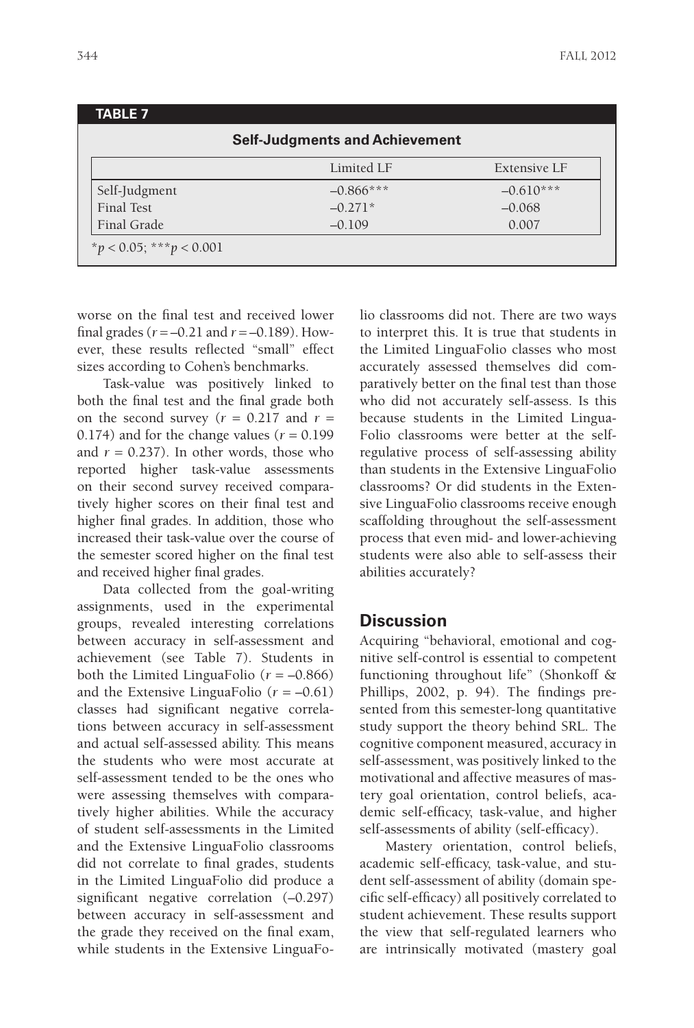**TABLE 7**

**Self-Judgments and Achievement**

| | Limited LF | Extensive LF |
|---|---|---|
| Self-Judgment | –0.866*** | –0.610*** |
| Final Test | –0.271* | –0.068 |
| Final Grade | –0.109 | 0.007 |

*$p < 0.05$; ***$p < 0.001$

worse on the final test and received lower final grades ($r = -0.21$ and $r = -0.189$). However, these results reflected "small" effect sizes according to Cohen's benchmarks.

Task-value was positively linked to both the final test and the final grade both on the second survey ($r = 0.217$ and $r = 0.174$) and for the change values ($r = 0.199$ and $r = 0.237$). In other words, those who reported higher task-value assessments on their second survey received comparatively higher scores on their final test and higher final grades. In addition, those who increased their task-value over the course of the semester scored higher on the final test and received higher final grades.

Data collected from the goal-writing assignments, used in the experimental groups, revealed interesting correlations between accuracy in self-assessment and achievement (see Table 7). Students in both the Limited LinguaFolio ($r = -0.866$) and the Extensive LinguaFolio ($r = -0.61$) classes had significant negative correlations between accuracy in self-assessment and actual self-assessed ability. This means the students who were most accurate at self-assessment tended to be the ones who were assessing themselves with comparatively higher abilities. While the accuracy of student self-assessments in the Limited and the Extensive LinguaFolio classrooms did not correlate to final grades, students in the Limited LinguaFolio did produce a significant negative correlation (–0.297) between accuracy in self-assessment and the grade they received on the final exam, while students in the Extensive LinguaFolio classrooms did not. There are two ways to interpret this. It is true that students in the Limited LinguaFolio classes who most accurately assessed themselves did comparatively better on the final test than those who did not accurately self-assess. Is this because students in the Limited LinguaFolio classrooms were better at the self-regulative process of self-assessing ability than students in the Extensive LinguaFolio classrooms? Or did students in the Extensive LinguaFolio classrooms receive enough scaffolding throughout the self-assessment process that even mid- and lower-achieving students were also able to self-assess their abilities accurately?

## Discussion

Acquiring "behavioral, emotional and cognitive self-control is essential to competent functioning throughout life" (Shonkoff & Phillips, 2002, p. 94). The findings presented from this semester-long quantitative study support the theory behind SRL. The cognitive component measured, accuracy in self-assessment, was positively linked to the motivational and affective measures of mastery goal orientation, control beliefs, academic self-efficacy, task-value, and higher self-assessments of ability (self-efficacy).

Mastery orientation, control beliefs, academic self-efficacy, task-value, and student self-assessment of ability (domain specific self-efficacy) all positively correlated to student achievement. These results support the view that self-regulated learners who are intrinsically motivated (mastery goal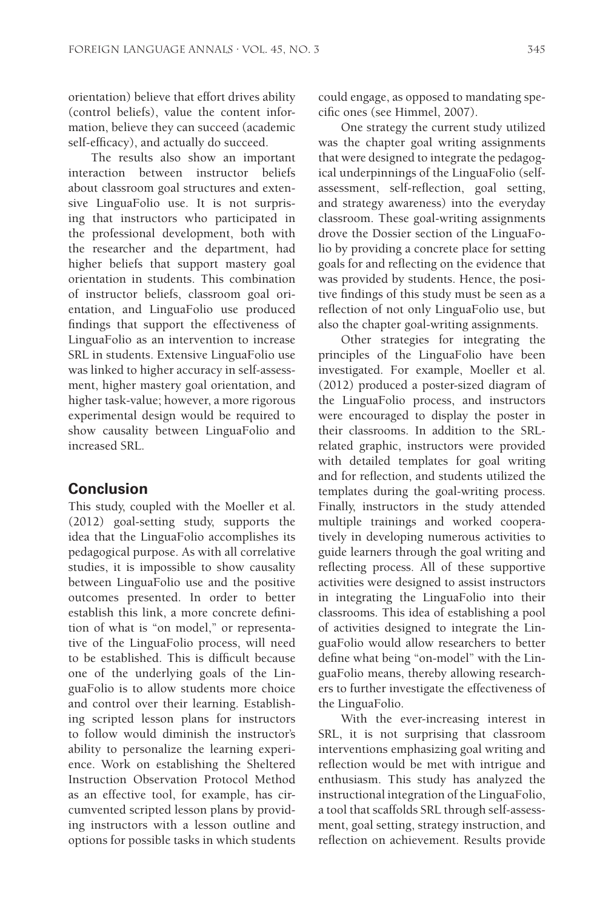orientation) believe that effort drives ability (control beliefs), value the content information, believe they can succeed (academic self-efficacy), and actually do succeed.

The results also show an important interaction between instructor beliefs about classroom goal structures and extensive LinguaFolio use. It is not surprising that instructors who participated in the professional development, both with the researcher and the department, had higher beliefs that support mastery goal orientation in students. This combination of instructor beliefs, classroom goal orientation, and LinguaFolio use produced findings that support the effectiveness of LinguaFolio as an intervention to increase SRL in students. Extensive LinguaFolio use was linked to higher accuracy in self-assessment, higher mastery goal orientation, and higher task-value; however, a more rigorous experimental design would be required to show causality between LinguaFolio and increased SRL.

## Conclusion

This study, coupled with the Moeller et al. (2012) goal-setting study, supports the idea that the LinguaFolio accomplishes its pedagogical purpose. As with all correlative studies, it is impossible to show causality between LinguaFolio use and the positive outcomes presented. In order to better establish this link, a more concrete definition of what is "on model," or representative of the LinguaFolio process, will need to be established. This is difficult because one of the underlying goals of the LinguaFolio is to allow students more choice and control over their learning. Establishing scripted lesson plans for instructors to follow would diminish the instructor's ability to personalize the learning experience. Work on establishing the Sheltered Instruction Observation Protocol Method as an effective tool, for example, has circumvented scripted lesson plans by providing instructors with a lesson outline and options for possible tasks in which students could engage, as opposed to mandating specific ones (see Himmel, 2007).

One strategy the current study utilized was the chapter goal writing assignments that were designed to integrate the pedagogical underpinnings of the LinguaFolio (self-assessment, self-reflection, goal setting, and strategy awareness) into the everyday classroom. These goal-writing assignments drove the Dossier section of the LinguaFolio by providing a concrete place for setting goals for and reflecting on the evidence that was provided by students. Hence, the positive findings of this study must be seen as a reflection of not only LinguaFolio use, but also the chapter goal-writing assignments.

Other strategies for integrating the principles of the LinguaFolio have been investigated. For example, Moeller et al. (2012) produced a poster-sized diagram of the LinguaFolio process, and instructors were encouraged to display the poster in their classrooms. In addition to the SRL-related graphic, instructors were provided with detailed templates for goal writing and for reflection, and students utilized the templates during the goal-writing process. Finally, instructors in the study attended multiple trainings and worked cooperatively in developing numerous activities to guide learners through the goal writing and reflecting process. All of these supportive activities were designed to assist instructors in integrating the LinguaFolio into their classrooms. This idea of establishing a pool of activities designed to integrate the LinguaFolio would allow researchers to better define what being "on-model" with the LinguaFolio means, thereby allowing researchers to further investigate the effectiveness of the LinguaFolio.

With the ever-increasing interest in SRL, it is not surprising that classroom interventions emphasizing goal writing and reflection would be met with intrigue and enthusiasm. This study has analyzed the instructional integration of the LinguaFolio, a tool that scaffolds SRL through self-assessment, goal setting, strategy instruction, and reflection on achievement. Results provide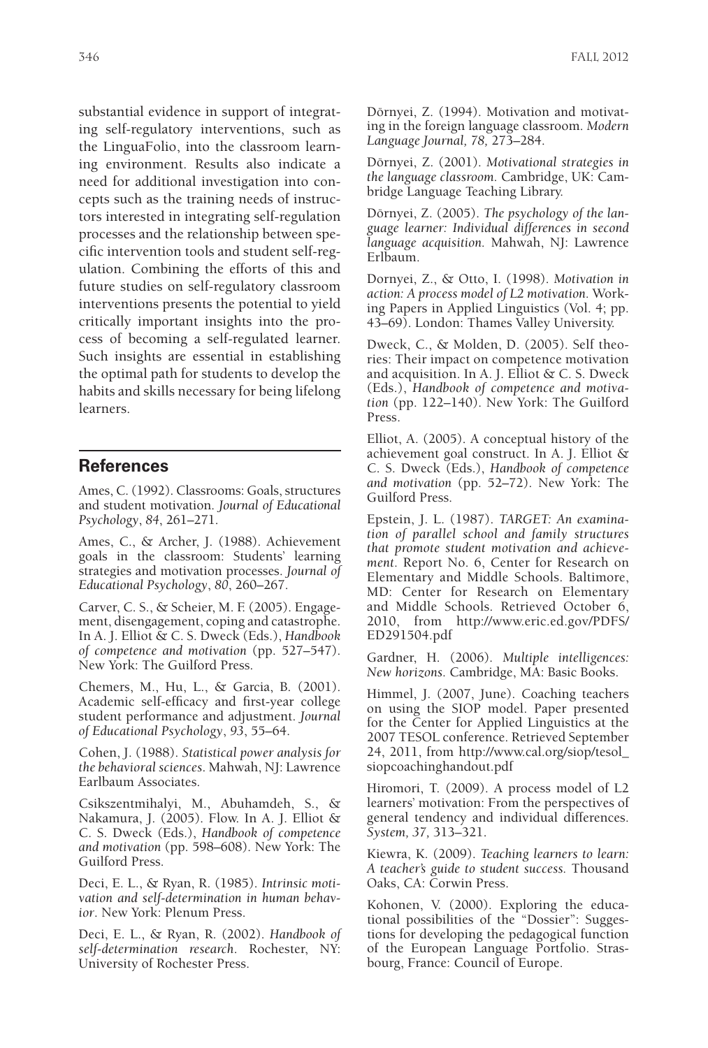substantial evidence in support of integrating self-regulatory interventions, such as the LinguaFolio, into the classroom learning environment. Results also indicate a need for additional investigation into concepts such as the training needs of instructors interested in integrating self-regulation processes and the relationship between specific intervention tools and student self-regulation. Combining the efforts of this and future studies on self-regulatory classroom interventions presents the potential to yield critically important insights into the process of becoming a self-regulated learner. Such insights are essential in establishing the optimal path for students to develop the habits and skills necessary for being lifelong learners.

## References

Ames, C. (1992). Classrooms: Goals, structures and student motivation. *Journal of Educational Psychology*, *84*, 261–271.

Ames, C., & Archer, J. (1988). Achievement goals in the classroom: Students' learning strategies and motivation processes. *Journal of Educational Psychology*, *80*, 260–267.

Carver, C. S., & Scheier, M. F. (2005). Engagement, disengagement, coping and catastrophe. In A. J. Elliot & C. S. Dweck (Eds.), *Handbook of competence and motivation* (pp. 527–547). New York: The Guilford Press.

Chemers, M., Hu, L., & Garcia, B. (2001). Academic self-efficacy and first-year college student performance and adjustment. *Journal of Educational Psychology*, *93*, 55–64.

Cohen, J. (1988). *Statistical power analysis for the behavioral sciences*. Mahwah, NJ: Lawrence Earlbaum Associates.

Csikszentmihalyi, M., Abuhamdeh, S., & Nakamura, J. (2005). Flow. In A. J. Elliot & C. S. Dweck (Eds.), *Handbook of competence and motivation* (pp. 598–608). New York: The Guilford Press.

Deci, E. L., & Ryan, R. (1985). *Intrinsic motivation and self-determination in human behavior*. New York: Plenum Press.

Deci, E. L., & Ryan, R. (2002). *Handbook of self-determination research*. Rochester, NY: University of Rochester Press.

Dörnyei, Z. (1994). Motivation and motivating in the foreign language classroom. *Modern Language Journal, 78,* 273–284.

Dörnyei, Z. (2001). *Motivational strategies in the language classroom.* Cambridge, UK: Cambridge Language Teaching Library.

Dörnyei, Z. (2005). *The psychology of the language learner: Individual differences in second language acquisition.* Mahwah, NJ: Lawrence Erlbaum.

Dornyei, Z., & Otto, I. (1998). *Motivation in action: A process model of L2 motivation*. Working Papers in Applied Linguistics (Vol. 4; pp. 43–69). London: Thames Valley University.

Dweck, C., & Molden, D. (2005). Self theories: Their impact on competence motivation and acquisition. In A. J. Elliot & C. S. Dweck (Eds.), *Handbook of competence and motivation* (pp. 122–140). New York: The Guilford Press.

Elliot, A. (2005). A conceptual history of the achievement goal construct. In A. J. Elliot & C. S. Dweck (Eds.), *Handbook of competence and motivation* (pp. 52–72). New York: The Guilford Press.

Epstein, J. L. (1987). *TARGET: An examination of parallel school and family structures that promote student motivation and achievement*. Report No. 6, Center for Research on Elementary and Middle Schools. Baltimore, MD: Center for Research on Elementary and Middle Schools. Retrieved October 6, 2010, from http://www.eric.ed.gov/PDFS/ED291504.pdf

Gardner, H. (2006). *Multiple intelligences: New horizons.* Cambridge, MA: Basic Books.

Himmel, J. (2007, June). Coaching teachers on using the SIOP model. Paper presented for the Center for Applied Linguistics at the 2007 TESOL conference. Retrieved September 24, 2011, from http://www.cal.org/siop/tesol_siopcoachinghandout.pdf

Hiromori, T. (2009). A process model of L2 learners' motivation: From the perspectives of general tendency and individual differences. *System, 37,* 313–321.

Kiewra, K. (2009). *Teaching learners to learn: A teacher's guide to student success.* Thousand Oaks, CA: Corwin Press.

Kohonen, V. (2000). Exploring the educational possibilities of the "Dossier": Suggestions for developing the pedagogical function of the European Language Portfolio. Strasbourg, France: Council of Europe.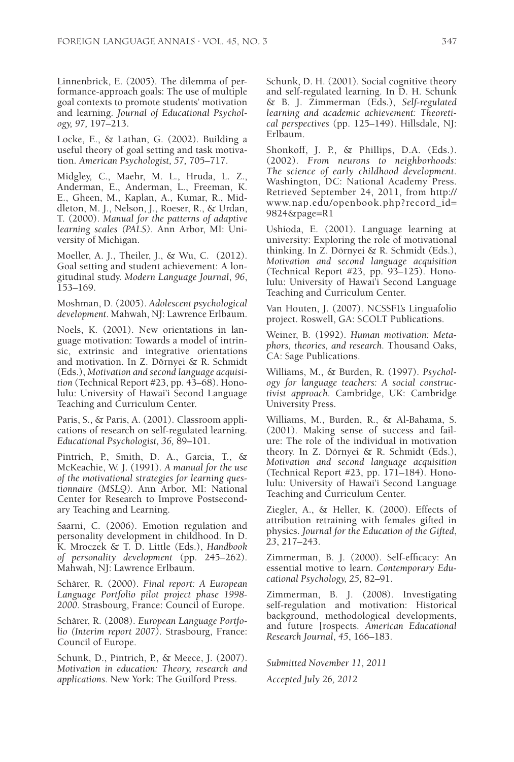Linnenbrick, E. (2005). The dilemma of performance-approach goals: The use of multiple goal contexts to promote students' motivation and learning. *Journal of Educational Psychology, 97,* 197–213.

Locke, E., & Lathan, G. (2002). Building a useful theory of goal setting and task motivation. *American Psychologist, 57,* 705–717.

Midgley, C., Maehr, M. L., Hruda, L. Z., Anderman, E., Anderman, L., Freeman, K. E., Gheen, M., Kaplan, A., Kumar, R., Middleton, M. J., Nelson, J., Roeser, R., & Urdan, T. (2000). *Manual for the patterns of adaptive learning scales (PALS)*. Ann Arbor, MI: University of Michigan.

Moeller, A. J., Theiler, J., & Wu, C. (2012). Goal setting and student achievement: A longitudinal study. *Modern Language Journal*, *96*, 153–169.

Moshman, D. (2005). *Adolescent psychological development*. Mahwah, NJ: Lawrence Erlbaum.

Noels, K. (2001). New orientations in language motivation: Towards a model of intrinsic, extrinsic and integrative orientations and motivation. In Z. Dörnyei & R. Schmidt (Eds.), *Motivation and second language acquisition* (Technical Report #23, pp. 43–68). Honolulu: University of Hawai'i Second Language Teaching and Curriculum Center.

Paris, S., & Paris, A. (2001). Classroom applications of research on self-regulated learning. *Educational Psychologist, 36,* 89–101.

Pintrich, P., Smith, D. A., Garcia, T., & McKeachie, W. J. (1991). *A manual for the use of the motivational strategies for learning questionnaire (MSLQ)*. Ann Arbor, MI: National Center for Research to Improve Postsecondary Teaching and Learning.

Saarni, C. (2006). Emotion regulation and personality development in childhood. In D. K. Mroczek & T. D. Little (Eds.), *Handbook of personality development* (pp. 245–262). Mahwah, NJ: Lawrence Erlbaum.

Schärer, R. (2000). *Final report: A European Language Portfolio pilot project phase 1998-2000*. Strasbourg, France: Council of Europe.

Schärer, R. (2008). *European Language Portfolio (Interim report 2007)*. Strasbourg, France: Council of Europe.

Schunk, D., Pintrich, P., & Meece, J. (2007). *Motivation in education: Theory, research and applications*. New York: The Guilford Press.

Schunk, D. H. (2001). Social cognitive theory and self-regulated learning. In D. H. Schunk & B. J. Zimmerman (Eds.), *Self-regulated learning and academic achievement: Theoretical perspectives* (pp. 125–149). Hillsdale, NJ: Erlbaum.

Shonkoff, J. P., & Phillips, D.A. (Eds.). (2002). *From neurons to neighborhoods: The science of early childhood development*. Washington, DC: National Academy Press. Retrieved September 24, 2011, from http://www.nap.edu/openbook.php?record_id=9824&page=R1

Ushioda, E. (2001). Language learning at university: Exploring the role of motivational thinking. In Z. Dörnyei & R. Schmidt (Eds.), *Motivation and second language acquisition* (Technical Report #23, pp. 93–125). Honolulu: University of Hawai'i Second Language Teaching and Curriculum Center.

Van Houten, J. (2007). NCSSFL's Linguafolio project. Roswell, GA: SCOLT Publications.

Weiner, B. (1992). *Human motivation: Metaphors, theories, and research*. Thousand Oaks, CA: Sage Publications.

Williams, M., & Burden, R. (1997). *Psychology for language teachers: A social constructivist approach*. Cambridge, UK: Cambridge University Press.

Williams, M., Burden, R., & Al-Bahama, S. (2001). Making sense of success and failure: The role of the individual in motivation theory. In Z. Dörnyei & R. Schmidt (Eds.), *Motivation and second language acquisition* (Technical Report #23, pp. 171–184). Honolulu: University of Hawai'i Second Language Teaching and Curriculum Center.

Ziegler, A., & Heller, K. (2000). Effects of attribution retraining with females gifted in physics. *Journal for the Education of the Gifted*, *23*, 217–243.

Zimmerman, B. J. (2000). Self-efficacy: An essential motive to learn. *Contemporary Educational Psychology, 25,* 82–91.

Zimmerman, B. J. (2008). Investigating self-regulation and motivation: Historical background, methodological developments, and future [rospects. *American Educational Research Journal*, *45*, 166–183.

*Submitted November 11, 2011*

*Accepted July 26, 2012*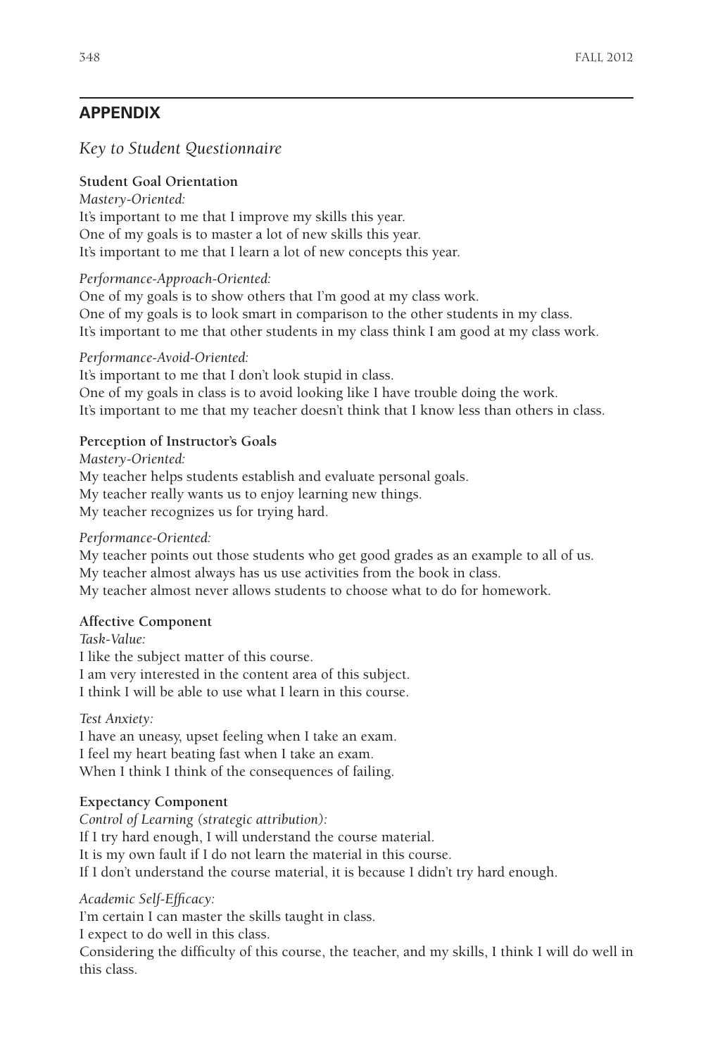## APPENDIX

### *Key to Student Questionnaire*

**Student Goal Orientation**

*Mastery-Oriented:*
It's important to me that I improve my skills this year.
One of my goals is to master a lot of new skills this year.
It's important to me that I learn a lot of new concepts this year.

*Performance-Approach-Oriented:*
One of my goals is to show others that I'm good at my class work.
One of my goals is to look smart in comparison to the other students in my class.
It's important to me that other students in my class think I am good at my class work.

*Performance-Avoid-Oriented:*
It's important to me that I don't look stupid in class.
One of my goals in class is to avoid looking like I have trouble doing the work.
It's important to me that my teacher doesn't think that I know less than others in class.

**Perception of Instructor's Goals**

*Mastery-Oriented:*
My teacher helps students establish and evaluate personal goals.
My teacher really wants us to enjoy learning new things.
My teacher recognizes us for trying hard.

*Performance-Oriented:*
My teacher points out those students who get good grades as an example to all of us.
My teacher almost always has us use activities from the book in class.
My teacher almost never allows students to choose what to do for homework.

**Affective Component**

*Task-Value:*
I like the subject matter of this course.
I am very interested in the content area of this subject.
I think I will be able to use what I learn in this course.

*Test Anxiety:*
I have an uneasy, upset feeling when I take an exam.
I feel my heart beating fast when I take an exam.
When I think I think of the consequences of failing.

**Expectancy Component**

*Control of Learning (strategic attribution):*
If I try hard enough, I will understand the course material.
It is my own fault if I do not learn the material in this course.
If I don't understand the course material, it is because I didn't try hard enough.

*Academic Self-Efficacy:*
I'm certain I can master the skills taught in class.
I expect to do well in this class.
Considering the difficulty of this course, the teacher, and my skills, I think I will do well in this class.